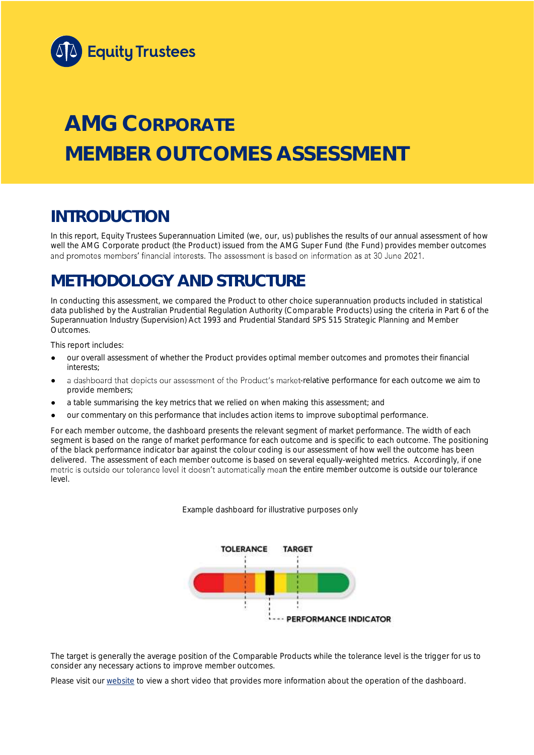Equity Trustees

# AMG CORPORATE MEMBER OUTCOMES ASSESSMENT

## INTRODUCTION

In this report, Equity Trustees Superannuation Limited (we, our, us) publishes the results of our annual assessment of how well the AMG Corporate product (the Product) issued from the AMG Super Fund (the Fund) provides member outcomes and promotes members' financial interests. The assessment is based on information as at 30 June 2021.

## METHODOLOGY AND STRUCTURE

In conducting this assessment, we compared the Product to other choice superannuation products included in statistical data published by the Australian Prudential Regulation Authority (Comparable Products) using the criteria in Part 6 of the Superannuation Industry (Supervision) Act 1993 and Prudential Standard SPS 515 Strategic Planning and Member Outcomes.

This report includes:

- our overall assessment of whether the Product provides optimal member outcomes and promotes their financial interests;
- a dashboard that depicts our assessment of the Product's market-relative performance for each outcome we aim to provide members;
- a table summarising the key metrics that we relied on when making this assessment; and
- our commentary on this performance that includes action items to improve suboptimal performance.

For each member outcome, the dashboard presents the relevant segment of market performance. The width of each segment is based on the range of market performance for each outcome and is specific to each outcome. The positioning of the black performance indicator bar against the colour coding is our assessment of how well the outcome has been delivered. The assessment of each member outcome is based on several equally-weighted metrics. Accordingly, if one metric is outside our tolerance level it doesn't automatically mean the entire member outcome is outside our tolerance level.

Example dashboard for illustrative purposes only

TOLERANCE TARGET

PERFORMANCE INDICATOR

The target is generally the average position of the Comparable Products while the tolerance level is the trigger for us to consider any necessary actions to improve member outcomes.

Please visit our website to view a short video that provides more information about the operation of the dashboard.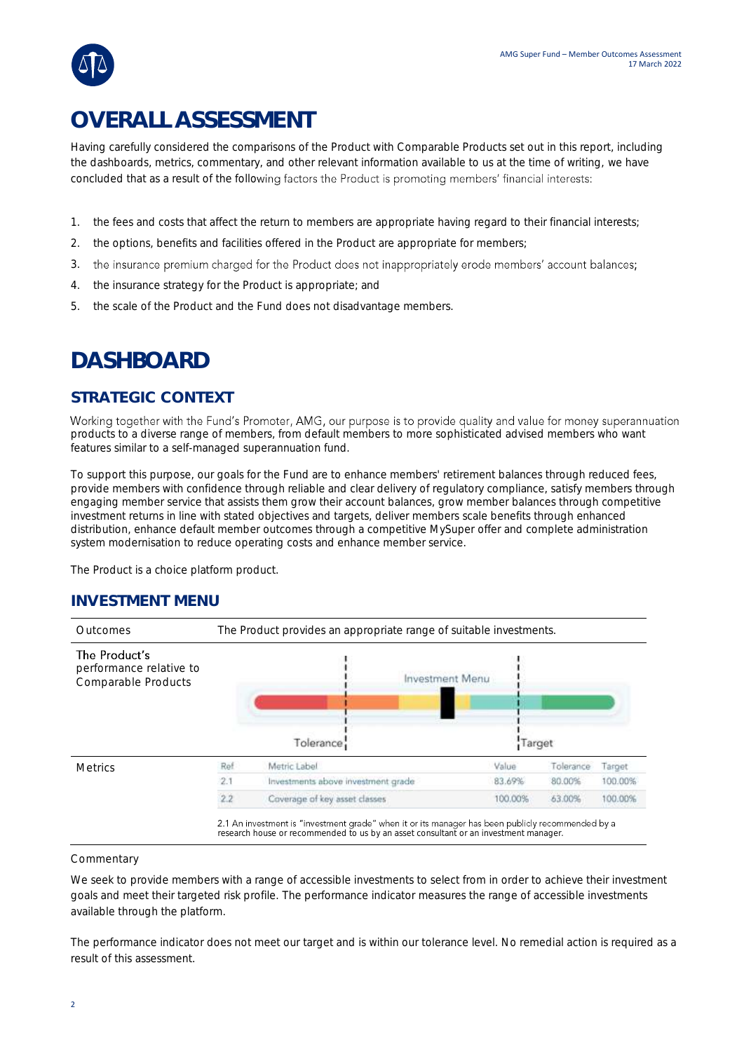# OVERALL ASSESSMENT

Having carefully considered the comparisons of the Product with Comparable Products set out in this report, including the dashboards, metrics, commentary, and other relevant information available to us at the time of writing, we have concluded that as a result of the following factors the Product is promoting members' financial interests:

1. the fees and costs that affect the return to members are appropriate having regard to their financial interests;
2. the options, benefits and facilities offered in the Product are appropriate for members;
3. the insurance premium charged for the Product does not inappropriately erode members' account balances;
4. the insurance strategy for the Product is appropriate; and
5. the scale of the Product and the Fund does not disadvantage members.

# DASHBOARD

## STRATEGIC CONTEXT

Working together with the Fund's Promoter, AMG, our purpose is to provide quality and value for money superannuation products to a diverse range of members, from default members to more sophisticated advised members who want features similar to a self-managed superannuation fund.

To support this purpose, our goals for the Fund are to enhance members' retirement balances through reduced fees, provide members with confidence through reliable and clear delivery of regulatory compliance, satisfy members through engaging member service that assists them grow their account balances, grow member balances through competitive investment returns in line with stated objectives and targets, deliver members scale benefits through enhanced distribution, enhance default member outcomes through a competitive MySuper offer and complete administration system modernisation to reduce operating costs and enhance member service.

The Product is a choice platform product.

## INVESTMENT MENU

**Outcomes:** The Product provides an appropriate range of suitable investments.

**The Product's performance relative to Comparable Products:** Investment Menu (Tolerance | Target)

**Metrics**

| Ref | Metric Label | Value | Tolerance | Target |
|---|---|---|---|---|
| 2.1 | Investments above investment grade | 83.69% | 80.00% | 100.00% |
| 2.2 | Coverage of key asset classes | 100.00% | 63.00% | 100.00% |

2.1 An investment is "investment grade" when it or its manager has been publicly recommended by a research house or recommended to us by an asset consultant or an investment manager.

Commentary

We seek to provide members with a range of accessible investments to select from in order to achieve their investment goals and meet their targeted risk profile. The performance indicator measures the range of accessible investments available through the platform.

The performance indicator does not meet our target and is within our tolerance level. No remedial action is required as a result of this assessment.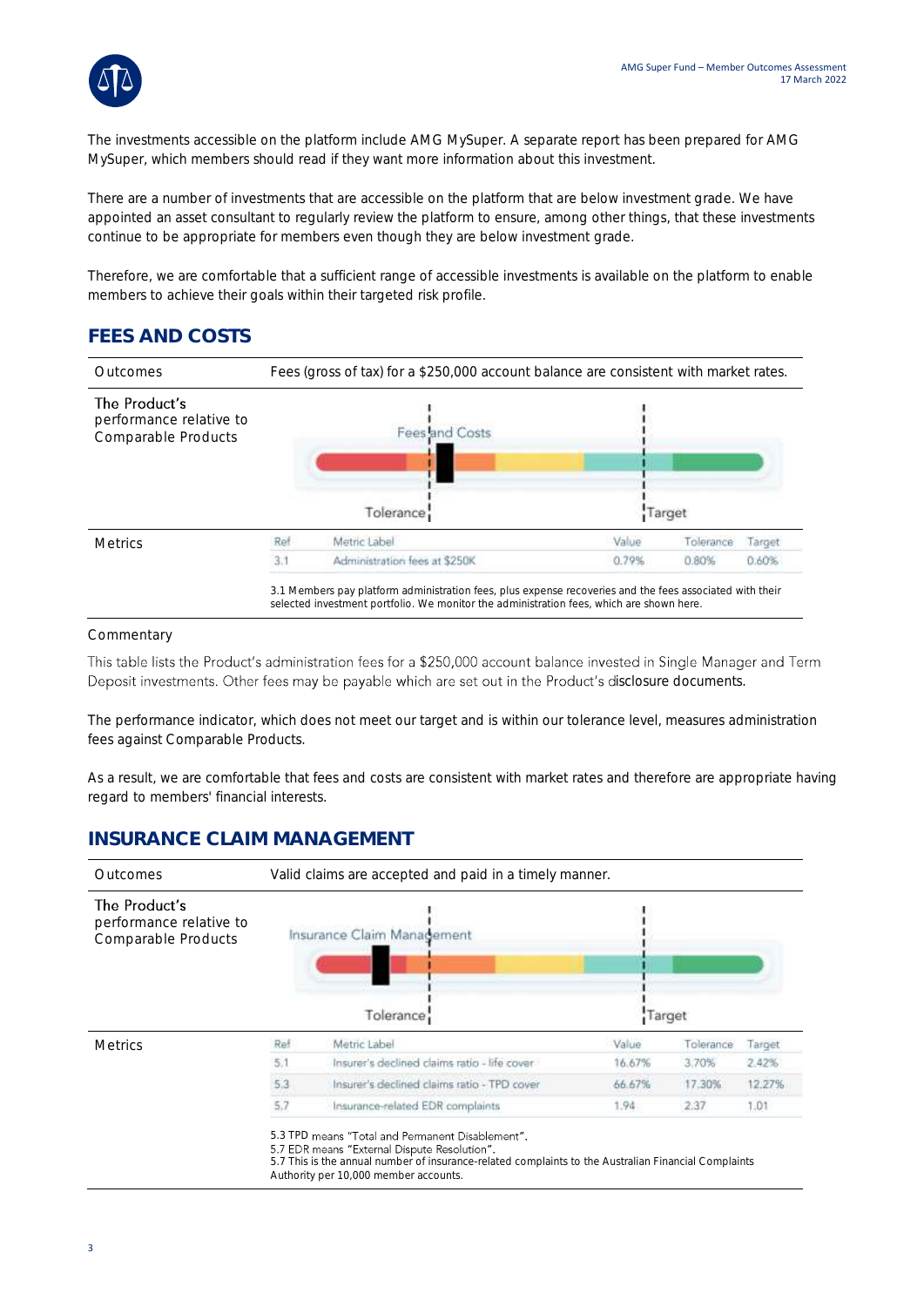The investments accessible on the platform include AMG MySuper. A separate report has been prepared for AMG MySuper, which members should read if they want more information about this investment.

There are a number of investments that are accessible on the platform that are below investment grade. We have appointed an asset consultant to regularly review the platform to ensure, among other things, that these investments continue to be appropriate for members even though they are below investment grade.

Therefore, we are comfortable that a sufficient range of accessible investments is available on the platform to enable members to achieve their goals within their targeted risk profile.

## FEES AND COSTS

**Outcomes**

Fees (gross of tax) for a $250,000 account balance are consistent with market rates.

**The Product's performance relative to Comparable Products**

Fees and Costs

Tolerance

Target

**Metrics**

| Ref | Metric Label | Value | Tolerance | Target |
|---|---|---|---|---|
| 3.1 | Administration fees at $250K | 0.79% | 0.80% | 0.60% |

3.1 Members pay platform administration fees, plus expense recoveries and the fees associated with their selected investment portfolio. We monitor the administration fees, which are shown here.

Commentary

This table lists the Product's administration fees for a $250,000 account balance invested in Single Manager and Term Deposit investments. Other fees may be payable which are set out in the Product's disclosure documents.

The performance indicator, which does not meet our target and is within our tolerance level, measures administration fees against Comparable Products.

As a result, we are comfortable that fees and costs are consistent with market rates and therefore are appropriate having regard to members' financial interests.

## INSURANCE CLAIM MANAGEMENT

**Outcomes**

Valid claims are accepted and paid in a timely manner.

**The Product's performance relative to Comparable Products**

Insurance Claim Management

Tolerance

Target

**Metrics**

| Ref | Metric Label | Value | Tolerance | Target |
|---|---|---|---|---|
| 5.1 | Insurer's declined claims ratio - life cover | 16.67% | 3.70% | 2.42% |
| 5.3 | Insurer's declined claims ratio - TPD cover | 66.67% | 17.30% | 12.27% |
| 5.7 | Insurance-related EDR complaints | 1.94 | 2.37 | 1.01 |

5.3 TPD means "Total and Permanent Disablement".
5.7 EDR means "External Dispute Resolution".
5.7 This is the annual number of insurance-related complaints to the Australian Financial Complaints Authority per 10,000 member accounts.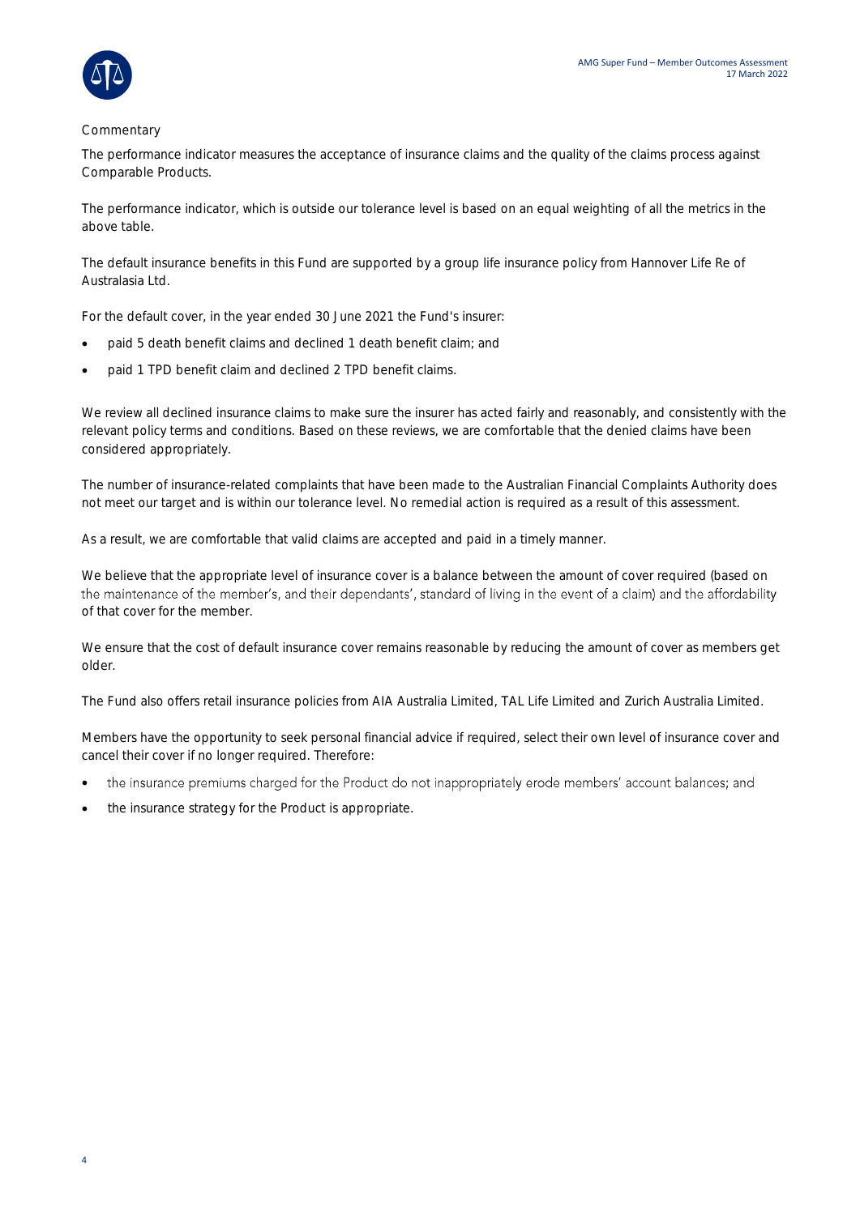## Commentary

The performance indicator measures the acceptance of insurance claims and the quality of the claims process against Comparable Products.

The performance indicator, which is outside our tolerance level is based on an equal weighting of all the metrics in the above table.

The default insurance benefits in this Fund are supported by a group life insurance policy from Hannover Life Re of Australasia Ltd.

For the default cover, in the year ended 30 June 2021 the Fund's insurer:

- paid 5 death benefit claims and declined 1 death benefit claim; and
- paid 1 TPD benefit claim and declined 2 TPD benefit claims.

We review all declined insurance claims to make sure the insurer has acted fairly and reasonably, and consistently with the relevant policy terms and conditions. Based on these reviews, we are comfortable that the denied claims have been considered appropriately.

The number of insurance-related complaints that have been made to the Australian Financial Complaints Authority does not meet our target and is within our tolerance level. No remedial action is required as a result of this assessment.

As a result, we are comfortable that valid claims are accepted and paid in a timely manner.

We believe that the appropriate level of insurance cover is a balance between the amount of cover required (based on the maintenance of the member's, and their dependants', standard of living in the event of a claim) and the affordability of that cover for the member.

We ensure that the cost of default insurance cover remains reasonable by reducing the amount of cover as members get older.

The Fund also offers retail insurance policies from AIA Australia Limited, TAL Life Limited and Zurich Australia Limited.

Members have the opportunity to seek personal financial advice if required, select their own level of insurance cover and cancel their cover if no longer required. Therefore:

- the insurance premiums charged for the Product do not inappropriately erode members' account balances; and
- the insurance strategy for the Product is appropriate.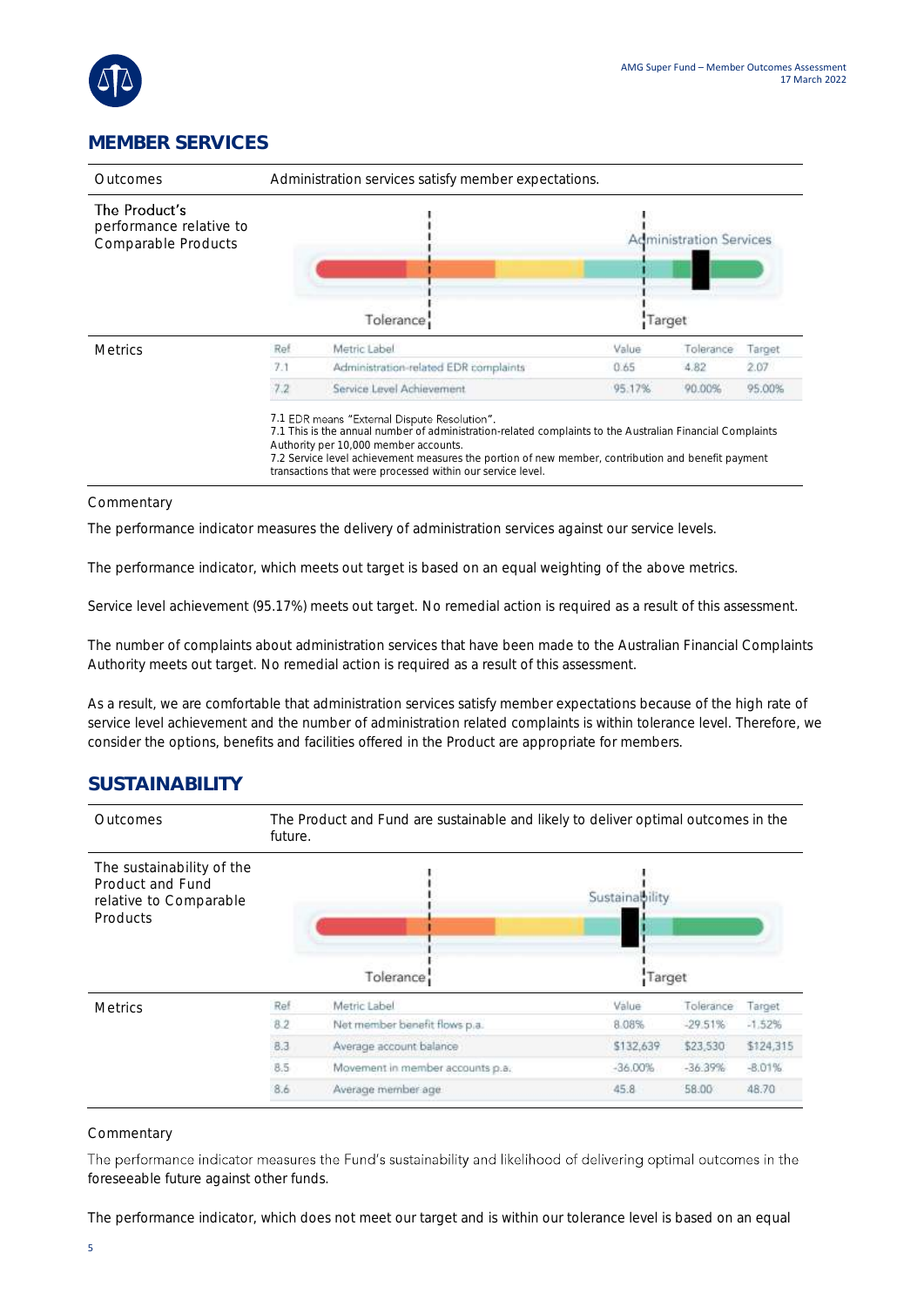## MEMBER SERVICES

| Outcomes | Administration services satisfy member expectations. |
|---|---|
| The Product's performance relative to Comparable Products | Administration Services — Tolerance — Target |

**Metrics**

| Ref | Metric Label | Value | Tolerance | Target |
|---|---|---|---|---|
| 7.1 | Administration-related EDR complaints | 0.65 | 4.82 | 2.07 |
| 7.2 | Service Level Achievement | 95.17% | 90.00% | 95.00% |

7.1 EDR means "External Dispute Resolution".
7.1 This is the annual number of administration-related complaints to the Australian Financial Complaints Authority per 10,000 member accounts.
7.2 Service level achievement measures the portion of new member, contribution and benefit payment transactions that were processed within our service level.

Commentary

The performance indicator measures the delivery of administration services against our service levels.

The performance indicator, which meets out target is based on an equal weighting of the above metrics.

Service level achievement (95.17%) meets out target. No remedial action is required as a result of this assessment.

The number of complaints about administration services that have been made to the Australian Financial Complaints Authority meets out target. No remedial action is required as a result of this assessment.

As a result, we are comfortable that administration services satisfy member expectations because of the high rate of service level achievement and the number of administration related complaints is within tolerance level. Therefore, we consider the options, benefits and facilities offered in the Product are appropriate for members.

## SUSTAINABILITY

| Outcomes | The Product and Fund are sustainable and likely to deliver optimal outcomes in the future. |
|---|---|
| The sustainability of the Product and Fund relative to Comparable Products | Sustainability — Tolerance — Target |

**Metrics**

| Ref | Metric Label | Value | Tolerance | Target |
|---|---|---|---|---|
| 8.2 | Net member benefit flows p.a. | 8.08% | -29.51% | -1.52% |
| 8.3 | Average account balance | $132,639 | $23,530 | $124,315 |
| 8.5 | Movement in member accounts p.a. | -36.00% | -36.39% | -8.01% |
| 8.6 | Average member age | 45.8 | 58.00 | 48.70 |

Commentary

The performance indicator measures the Fund's sustainability and likelihood of delivering optimal outcomes in the foreseeable future against other funds.

The performance indicator, which does not meet our target and is within our tolerance level is based on an equal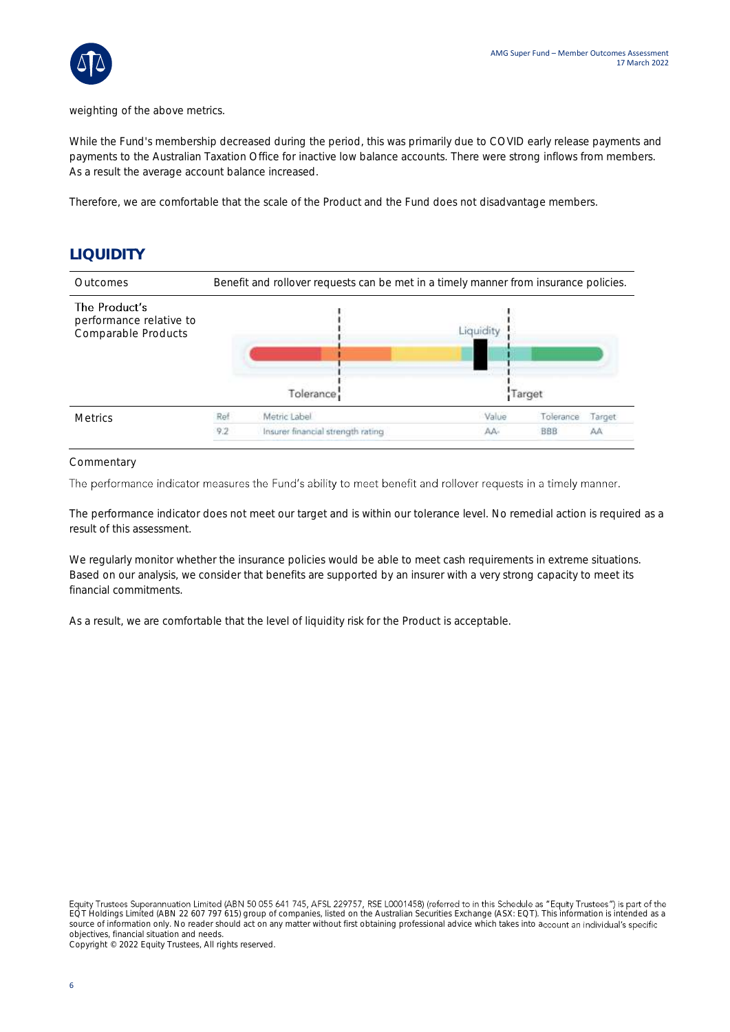weighting of the above metrics.

While the Fund's membership decreased during the period, this was primarily due to COVID early release payments and payments to the Australian Taxation Office for inactive low balance accounts. There were strong inflows from members. As a result the average account balance increased.

Therefore, we are comfortable that the scale of the Product and the Fund does not disadvantage members.

## LIQUIDITY

| | |
|---|---|
| Outcomes | Benefit and rollover requests can be met in a timely manner from insurance policies. |
| The Product's performance relative to Comparable Products | Liquidity<br>Tolerance<br>Target |
| Metrics | see below |

| Ref | Metric Label | Value | Tolerance | Target |
|---|---|---|---|---|
| 9.2 | Insurer financial strength rating | AA- | BBB | AA |

Commentary

The performance indicator measures the Fund's ability to meet benefit and rollover requests in a timely manner.

The performance indicator does not meet our target and is within our tolerance level. No remedial action is required as a result of this assessment.

We regularly monitor whether the insurance policies would be able to meet cash requirements in extreme situations. Based on our analysis, we consider that benefits are supported by an insurer with a very strong capacity to meet its financial commitments.

As a result, we are comfortable that the level of liquidity risk for the Product is acceptable.

Equity Trustees Superannuation Limited (ABN 50 055 641 745, AFSL 229757, RSE L0001458) (referred to in this Schedule as "Equity Trustees") is part of the EQT Holdings Limited (ABN 22 607 797 615) group of companies, listed on the Australian Securities Exchange (ASX: EQT). This information is intended as a source of information only. No reader should act on any matter without first obtaining professional advice which takes into account an individual's specific objectives, financial situation and needs.
Copyright © 2022 Equity Trustees, All rights reserved.